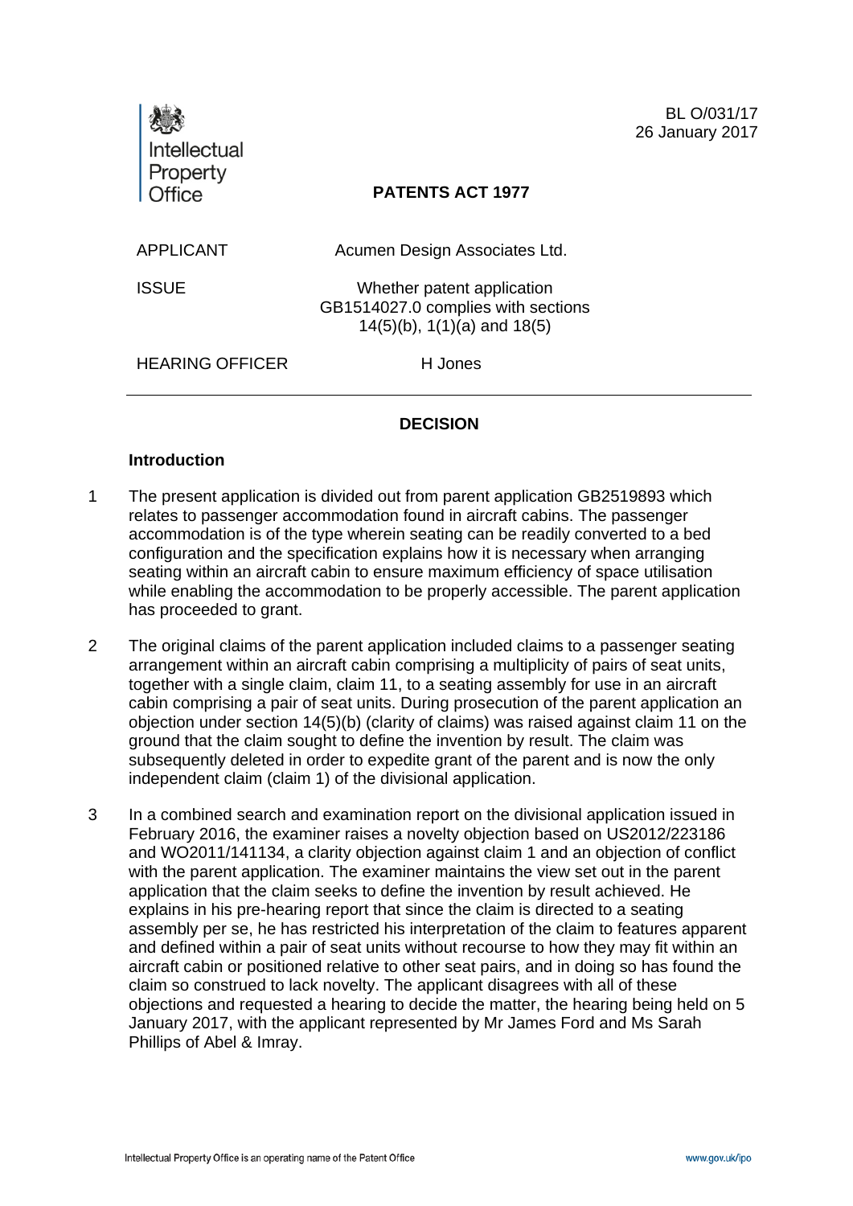BL O/031/17
26 January 2017

Intellectual Property Office

**PATENTS ACT 1977**

| | |
|---|---|
| APPLICANT | Acumen Design Associates Ltd. |
| ISSUE | Whether patent application GB1514027.0 complies with sections 14(5)(b), 1(1)(a) and 18(5) |
| HEARING OFFICER | H Jones |

## DECISION

### Introduction

1 The present application is divided out from parent application GB2519893 which relates to passenger accommodation found in aircraft cabins. The passenger accommodation is of the type wherein seating can be readily converted to a bed configuration and the specification explains how it is necessary when arranging seating within an aircraft cabin to ensure maximum efficiency of space utilisation while enabling the accommodation to be properly accessible. The parent application has proceeded to grant.

2 The original claims of the parent application included claims to a passenger seating arrangement within an aircraft cabin comprising a multiplicity of pairs of seat units, together with a single claim, claim 11, to a seating assembly for use in an aircraft cabin comprising a pair of seat units. During prosecution of the parent application an objection under section 14(5)(b) (clarity of claims) was raised against claim 11 on the ground that the claim sought to define the invention by result. The claim was subsequently deleted in order to expedite grant of the parent and is now the only independent claim (claim 1) of the divisional application.

3 In a combined search and examination report on the divisional application issued in February 2016, the examiner raises a novelty objection based on US2012/223186 and WO2011/141134, a clarity objection against claim 1 and an objection of conflict with the parent application. The examiner maintains the view set out in the parent application that the claim seeks to define the invention by result achieved. He explains in his pre-hearing report that since the claim is directed to a seating assembly per se, he has restricted his interpretation of the claim to features apparent and defined within a pair of seat units without recourse to how they may fit within an aircraft cabin or positioned relative to other seat pairs, and in doing so has found the claim so construed to lack novelty. The applicant disagrees with all of these objections and requested a hearing to decide the matter, the hearing being held on 5 January 2017, with the applicant represented by Mr James Ford and Ms Sarah Phillips of Abel & Imray.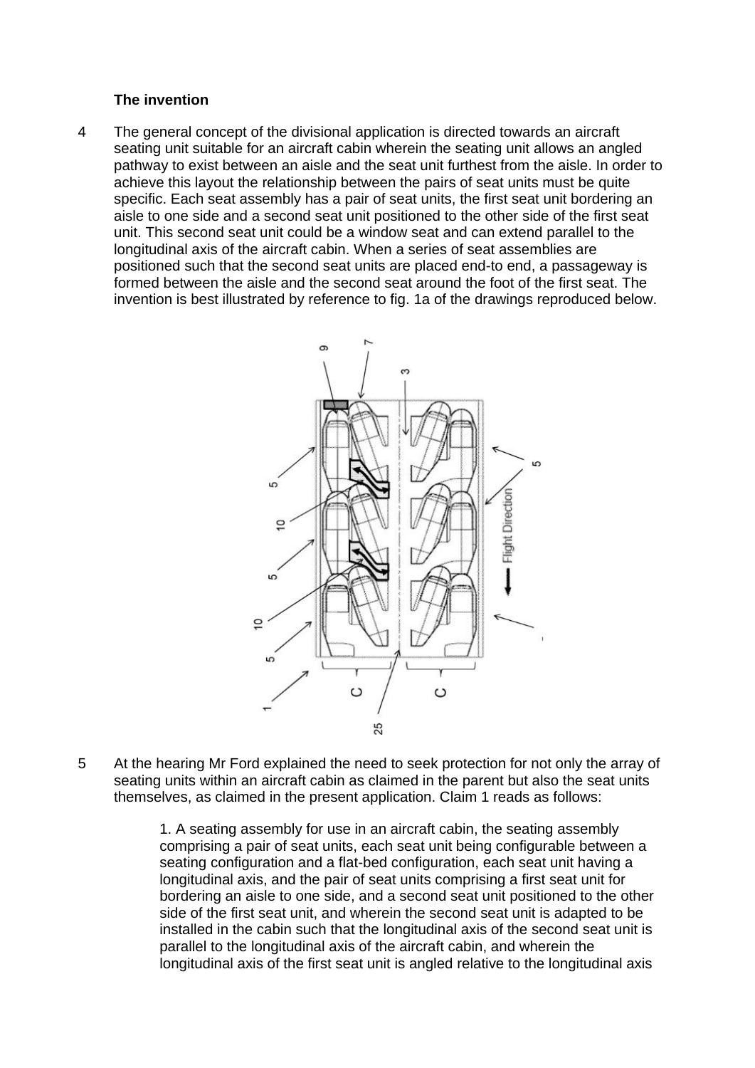**The invention**

4 The general concept of the divisional application is directed towards an aircraft seating unit suitable for an aircraft cabin wherein the seating unit allows an angled pathway to exist between an aisle and the seat unit furthest from the aisle. In order to achieve this layout the relationship between the pairs of seat units must be quite specific. Each seat assembly has a pair of seat units, the first seat unit bordering an aisle to one side and a second seat unit positioned to the other side of the first seat unit. This second seat unit could be a window seat and can extend parallel to the longitudinal axis of the aircraft cabin. When a series of seat assemblies are positioned such that the second seat units are placed end-to end, a passageway is formed between the aisle and the second seat around the foot of the first seat. The invention is best illustrated by reference to fig. 1a of the drawings reproduced below.

5 At the hearing Mr Ford explained the need to seek protection for not only the array of seating units within an aircraft cabin as claimed in the parent but also the seat units themselves, as claimed in the present application. Claim 1 reads as follows:

> 1. A seating assembly for use in an aircraft cabin, the seating assembly comprising a pair of seat units, each seat unit being configurable between a seating configuration and a flat-bed configuration, each seat unit having a longitudinal axis, and the pair of seat units comprising a first seat unit for bordering an aisle to one side, and a second seat unit positioned to the other side of the first seat unit, and wherein the second seat unit is adapted to be installed in the cabin such that the longitudinal axis of the second seat unit is parallel to the longitudinal axis of the aircraft cabin, and wherein the longitudinal axis of the first seat unit is angled relative to the longitudinal axis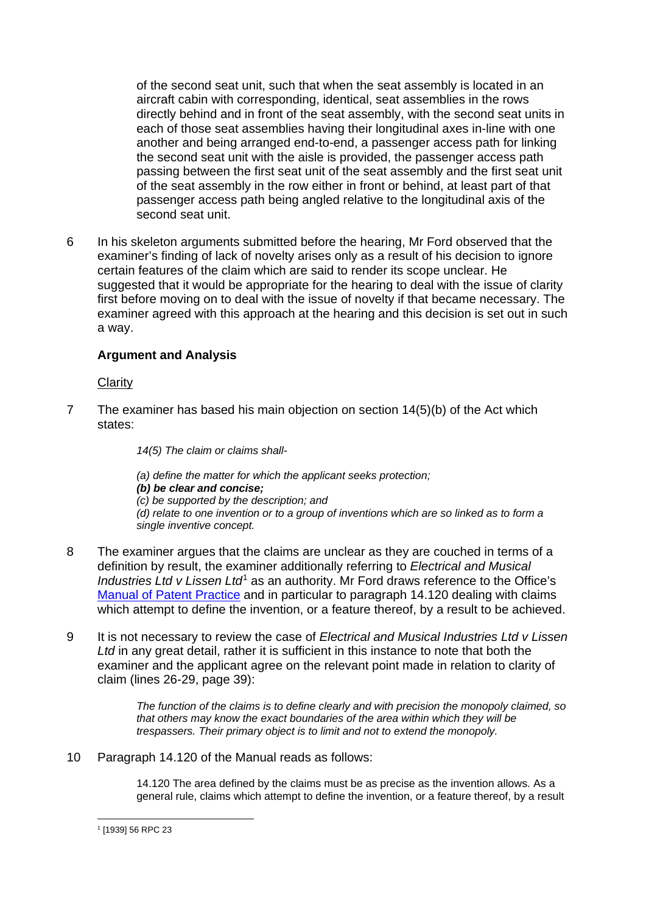of the second seat unit, such that when the seat assembly is located in an aircraft cabin with corresponding, identical, seat assemblies in the rows directly behind and in front of the seat assembly, with the second seat units in each of those seat assemblies having their longitudinal axes in-line with one another and being arranged end-to-end, a passenger access path for linking the second seat unit with the aisle is provided, the passenger access path passing between the first seat unit of the seat assembly and the first seat unit of the seat assembly in the row either in front or behind, at least part of that passenger access path being angled relative to the longitudinal axis of the second seat unit.

6 In his skeleton arguments submitted before the hearing, Mr Ford observed that the examiner's finding of lack of novelty arises only as a result of his decision to ignore certain features of the claim which are said to render its scope unclear. He suggested that it would be appropriate for the hearing to deal with the issue of clarity first before moving on to deal with the issue of novelty if that became necessary. The examiner agreed with this approach at the hearing and this decision is set out in such a way.

## Argument and Analysis

Clarity

7 The examiner has based his main objection on section 14(5)(b) of the Act which states:

> *14(5) The claim or claims shall-*
>
> *(a) define the matter for which the applicant seeks protection;*
> ***(b) be clear and concise;***
> *(c) be supported by the description; and*
> *(d) relate to one invention or to a group of inventions which are so linked as to form a single inventive concept.*

8 The examiner argues that the claims are unclear as they are couched in terms of a definition by result, the examiner additionally referring to *Electrical and Musical Industries Ltd v Lissen Ltd*[1] as an authority. Mr Ford draws reference to the Office's Manual of Patent Practice and in particular to paragraph 14.120 dealing with claims which attempt to define the invention, or a feature thereof, by a result to be achieved.

9 It is not necessary to review the case of *Electrical and Musical Industries Ltd v Lissen Ltd* in any great detail, rather it is sufficient in this instance to note that both the examiner and the applicant agree on the relevant point made in relation to clarity of claim (lines 26-29, page 39):

> *The function of the claims is to define clearly and with precision the monopoly claimed, so that others may know the exact boundaries of the area within which they will be trespassers. Their primary object is to limit and not to extend the monopoly.*

10 Paragraph 14.120 of the Manual reads as follows:

> 14.120 The area defined by the claims must be as precise as the invention allows. As a general rule, claims which attempt to define the invention, or a feature thereof, by a result

[1] [1939] 56 RPC 23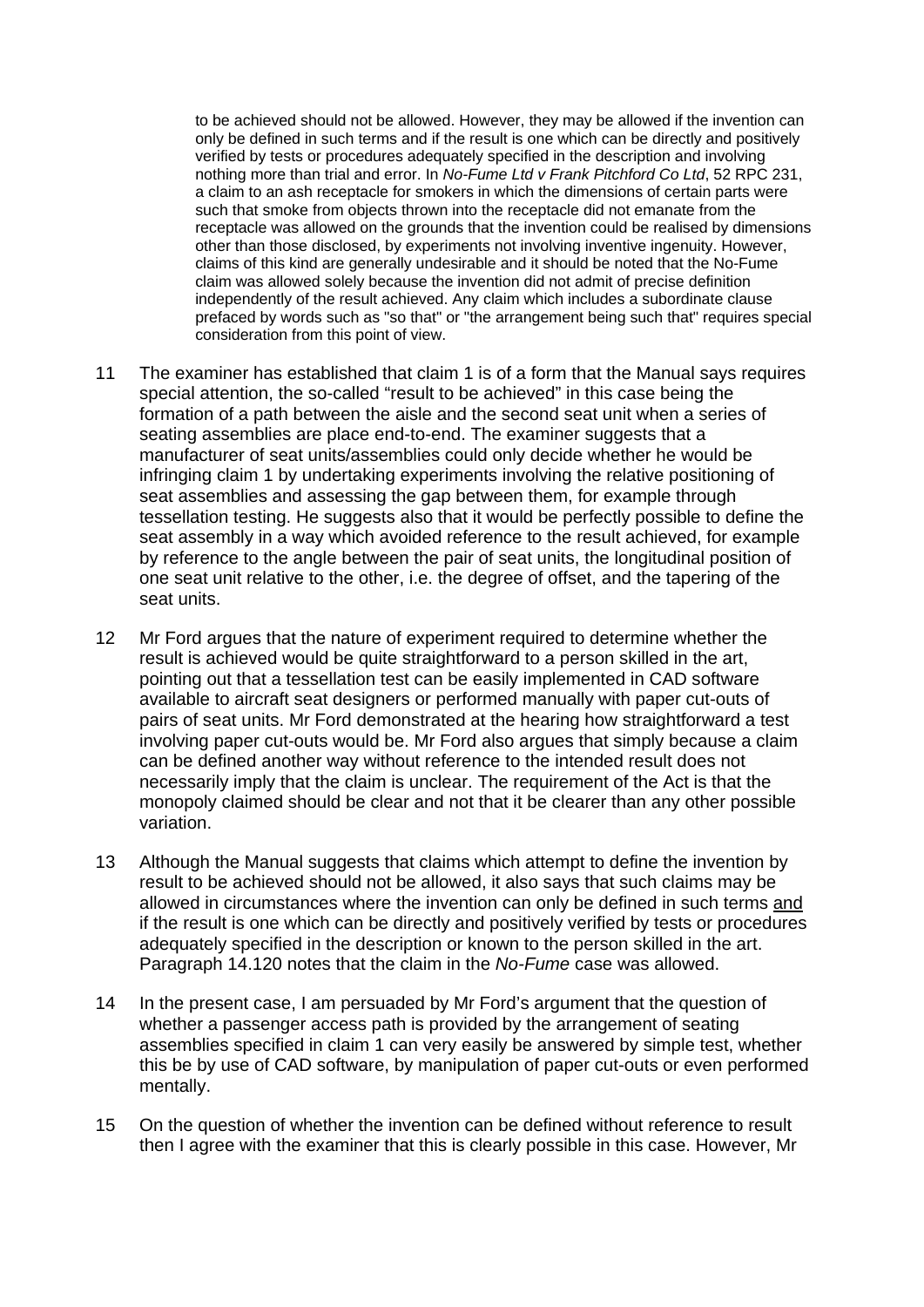> to be achieved should not be allowed. However, they may be allowed if the invention can only be defined in such terms and if the result is one which can be directly and positively verified by tests or procedures adequately specified in the description and involving nothing more than trial and error. In *No-Fume Ltd v Frank Pitchford Co Ltd*, 52 RPC 231, a claim to an ash receptacle for smokers in which the dimensions of certain parts were such that smoke from objects thrown into the receptacle did not emanate from the receptacle was allowed on the grounds that the invention could be realised by dimensions other than those disclosed, by experiments not involving inventive ingenuity. However, claims of this kind are generally undesirable and it should be noted that the No-Fume claim was allowed solely because the invention did not admit of precise definition independently of the result achieved. Any claim which includes a subordinate clause prefaced by words such as "so that" or "the arrangement being such that" requires special consideration from this point of view.

11 The examiner has established that claim 1 is of a form that the Manual says requires special attention, the so-called "result to be achieved" in this case being the formation of a path between the aisle and the second seat unit when a series of seating assemblies are place end-to-end. The examiner suggests that a manufacturer of seat units/assemblies could only decide whether he would be infringing claim 1 by undertaking experiments involving the relative positioning of seat assemblies and assessing the gap between them, for example through tessellation testing. He suggests also that it would be perfectly possible to define the seat assembly in a way which avoided reference to the result achieved, for example by reference to the angle between the pair of seat units, the longitudinal position of one seat unit relative to the other, i.e. the degree of offset, and the tapering of the seat units.

12 Mr Ford argues that the nature of experiment required to determine whether the result is achieved would be quite straightforward to a person skilled in the art, pointing out that a tessellation test can be easily implemented in CAD software available to aircraft seat designers or performed manually with paper cut-outs of pairs of seat units. Mr Ford demonstrated at the hearing how straightforward a test involving paper cut-outs would be. Mr Ford also argues that simply because a claim can be defined another way without reference to the intended result does not necessarily imply that the claim is unclear. The requirement of the Act is that the monopoly claimed should be clear and not that it be clearer than any other possible variation.

13 Although the Manual suggests that claims which attempt to define the invention by result to be achieved should not be allowed, it also says that such claims may be allowed in circumstances where the invention can only be defined in such terms <u>and</u> if the result is one which can be directly and positively verified by tests or procedures adequately specified in the description or known to the person skilled in the art. Paragraph 14.120 notes that the claim in the *No-Fume* case was allowed.

14 In the present case, I am persuaded by Mr Ford's argument that the question of whether a passenger access path is provided by the arrangement of seating assemblies specified in claim 1 can very easily be answered by simple test, whether this be by use of CAD software, by manipulation of paper cut-outs or even performed mentally.

15 On the question of whether the invention can be defined without reference to result then I agree with the examiner that this is clearly possible in this case. However, Mr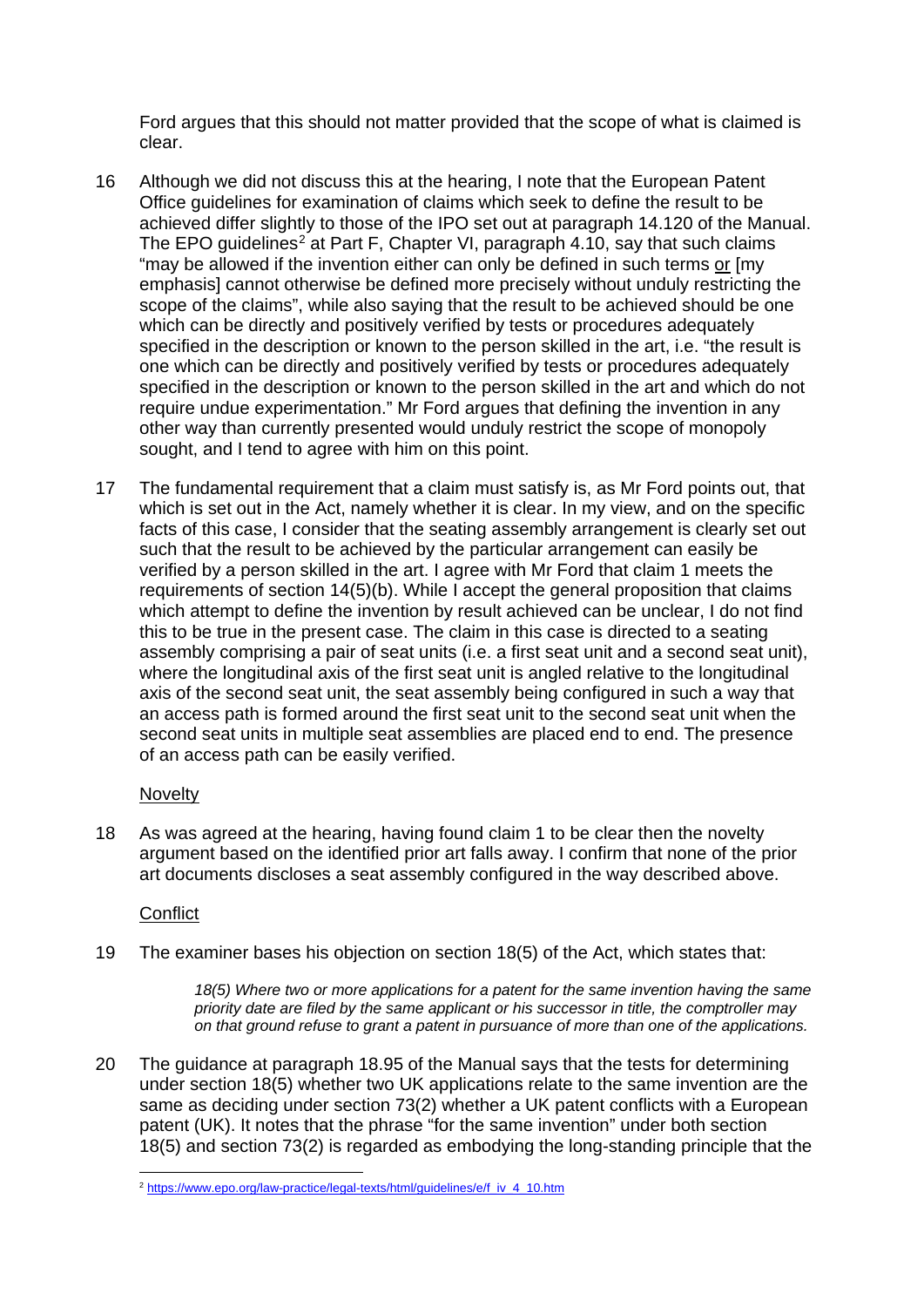Ford argues that this should not matter provided that the scope of what is claimed is clear.

16 Although we did not discuss this at the hearing, I note that the European Patent Office guidelines for examination of claims which seek to define the result to be achieved differ slightly to those of the IPO set out at paragraph 14.120 of the Manual. The EPO guidelines[2] at Part F, Chapter VI, paragraph 4.10, say that such claims "may be allowed if the invention either can only be defined in such terms <u>or</u> [my emphasis] cannot otherwise be defined more precisely without unduly restricting the scope of the claims", while also saying that the result to be achieved should be one which can be directly and positively verified by tests or procedures adequately specified in the description or known to the person skilled in the art, i.e. "the result is one which can be directly and positively verified by tests or procedures adequately specified in the description or known to the person skilled in the art and which do not require undue experimentation." Mr Ford argues that defining the invention in any other way than currently presented would unduly restrict the scope of monopoly sought, and I tend to agree with him on this point.

17 The fundamental requirement that a claim must satisfy is, as Mr Ford points out, that which is set out in the Act, namely whether it is clear. In my view, and on the specific facts of this case, I consider that the seating assembly arrangement is clearly set out such that the result to be achieved by the particular arrangement can easily be verified by a person skilled in the art. I agree with Mr Ford that claim 1 meets the requirements of section 14(5)(b). While I accept the general proposition that claims which attempt to define the invention by result achieved can be unclear, I do not find this to be true in the present case. The claim in this case is directed to a seating assembly comprising a pair of seat units (i.e. a first seat unit and a second seat unit), where the longitudinal axis of the first seat unit is angled relative to the longitudinal axis of the second seat unit, the seat assembly being configured in such a way that an access path is formed around the first seat unit to the second seat unit when the second seat units in multiple seat assemblies are placed end to end. The presence of an access path can be easily verified.

<u>Novelty</u>

18 As was agreed at the hearing, having found claim 1 to be clear then the novelty argument based on the identified prior art falls away. I confirm that none of the prior art documents discloses a seat assembly configured in the way described above.

<u>Conflict</u>

19 The examiner bases his objection on section 18(5) of the Act, which states that:

> *18(5) Where two or more applications for a patent for the same invention having the same priority date are filed by the same applicant or his successor in title, the comptroller may on that ground refuse to grant a patent in pursuance of more than one of the applications.*

20 The guidance at paragraph 18.95 of the Manual says that the tests for determining under section 18(5) whether two UK applications relate to the same invention are the same as deciding under section 73(2) whether a UK patent conflicts with a European patent (UK). It notes that the phrase "for the same invention" under both section 18(5) and section 73(2) is regarded as embodying the long-standing principle that the

---

[2] https://www.epo.org/law-practice/legal-texts/html/guidelines/e/f_iv_4_10.htm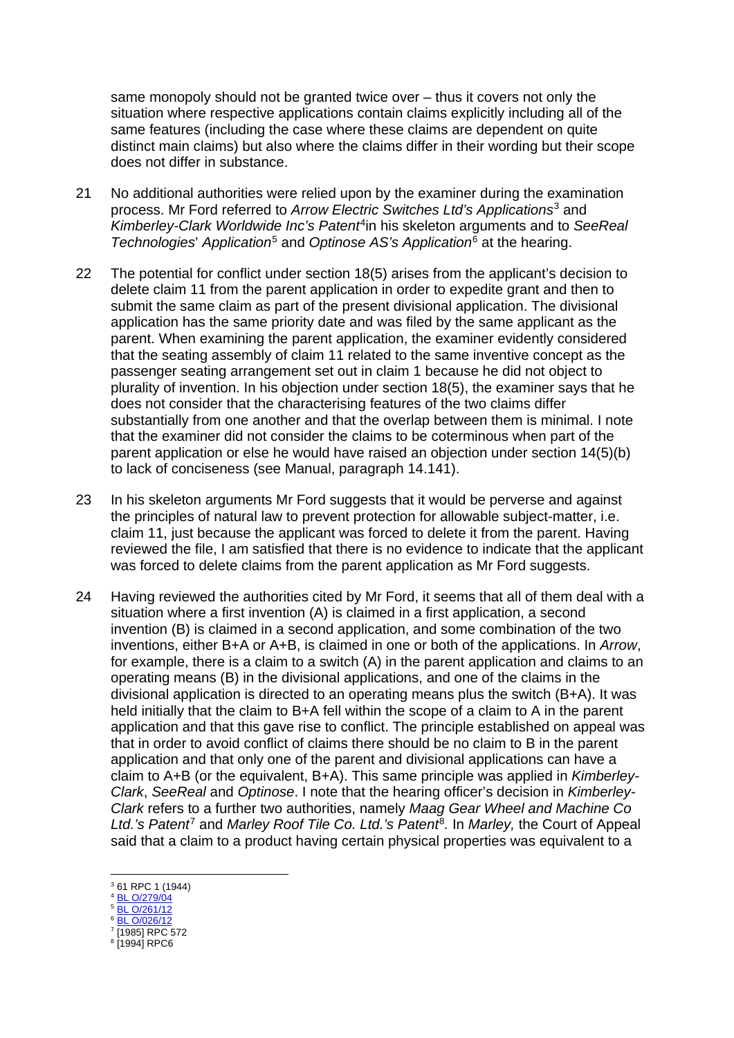same monopoly should not be granted twice over – thus it covers not only the situation where respective applications contain claims explicitly including all of the same features (including the case where these claims are dependent on quite distinct main claims) but also where the claims differ in their wording but their scope does not differ in substance.

21 No additional authorities were relied upon by the examiner during the examination process. Mr Ford referred to *Arrow Electric Switches Ltd's Applications*[3] and *Kimberley-Clark Worldwide Inc's Patent*[4] in his skeleton arguments and to *SeeReal Technologies*' *Application*[5] and *Optinose AS's Application*[6] at the hearing.

22 The potential for conflict under section 18(5) arises from the applicant's decision to delete claim 11 from the parent application in order to expedite grant and then to submit the same claim as part of the present divisional application. The divisional application has the same priority date and was filed by the same applicant as the parent. When examining the parent application, the examiner evidently considered that the seating assembly of claim 11 related to the same inventive concept as the passenger seating arrangement set out in claim 1 because he did not object to plurality of invention. In his objection under section 18(5), the examiner says that he does not consider that the characterising features of the two claims differ substantially from one another and that the overlap between them is minimal. I note that the examiner did not consider the claims to be coterminous when part of the parent application or else he would have raised an objection under section 14(5)(b) to lack of conciseness (see Manual, paragraph 14.141).

23 In his skeleton arguments Mr Ford suggests that it would be perverse and against the principles of natural law to prevent protection for allowable subject-matter, i.e. claim 11, just because the applicant was forced to delete it from the parent. Having reviewed the file, I am satisfied that there is no evidence to indicate that the applicant was forced to delete claims from the parent application as Mr Ford suggests.

24 Having reviewed the authorities cited by Mr Ford, it seems that all of them deal with a situation where a first invention (A) is claimed in a first application, a second invention (B) is claimed in a second application, and some combination of the two inventions, either B+A or A+B, is claimed in one or both of the applications. In *Arrow*, for example, there is a claim to a switch (A) in the parent application and claims to an operating means (B) in the divisional applications, and one of the claims in the divisional application is directed to an operating means plus the switch (B+A). It was held initially that the claim to B+A fell within the scope of a claim to A in the parent application and that this gave rise to conflict. The principle established on appeal was that in order to avoid conflict of claims there should be no claim to B in the parent application and that only one of the parent and divisional applications can have a claim to A+B (or the equivalent, B+A). This same principle was applied in *Kimberley-Clark*, *SeeReal* and *Optinose*. I note that the hearing officer's decision in *Kimberley-Clark* refers to a further two authorities, namely *Maag Gear Wheel and Machine Co Ltd.'s Patent*[7] and *Marley Roof Tile Co. Ltd.'s Patent*[8]. In *Marley,* the Court of Appeal said that a claim to a product having certain physical properties was equivalent to a

[3] 61 RPC 1 (1944)
[4] BL O/279/04
[5] BL O/261/12
[6] BL O/026/12
[7] [1985] RPC 572
[8] [1994] RPC6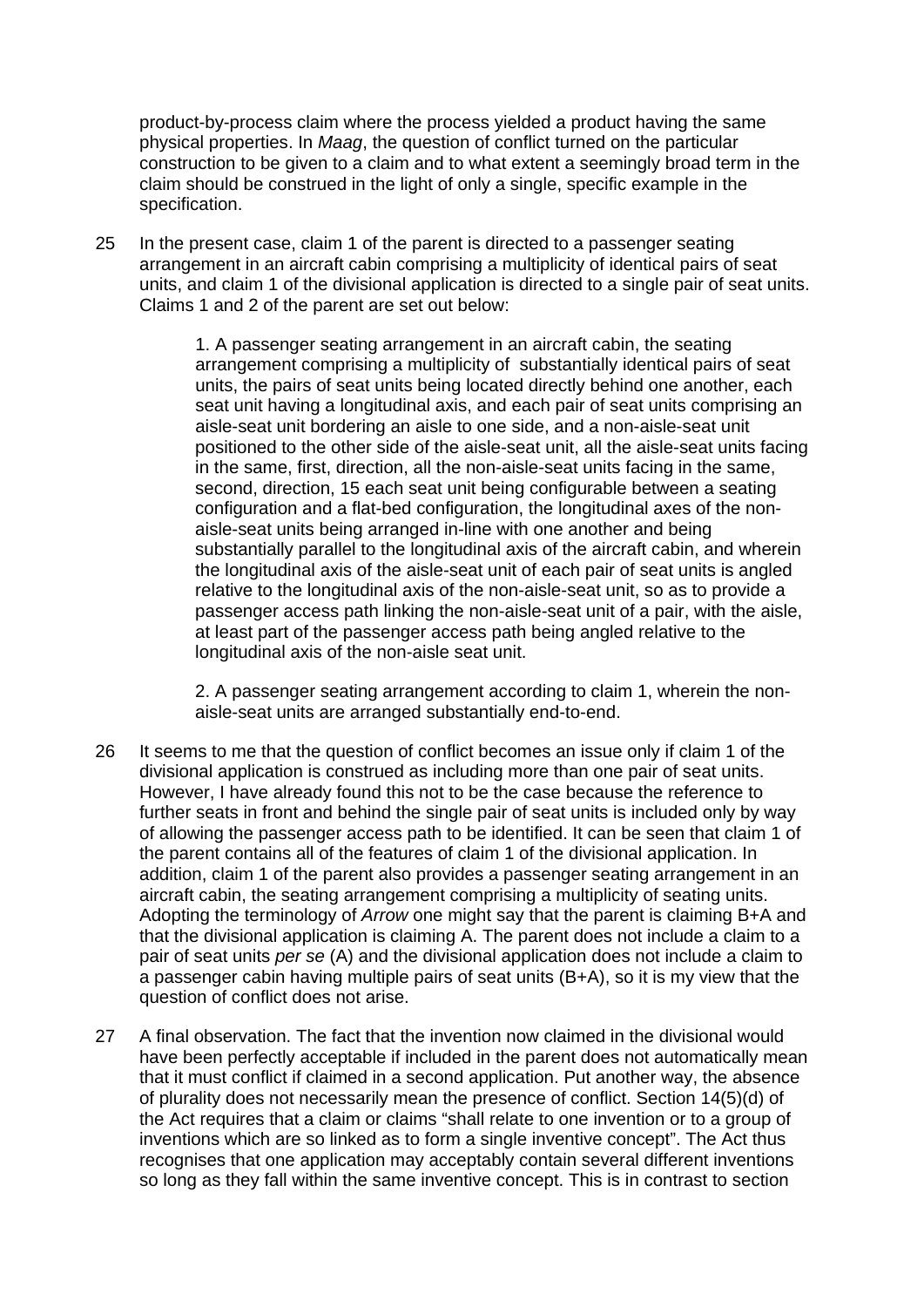product-by-process claim where the process yielded a product having the same physical properties. In *Maag*, the question of conflict turned on the particular construction to be given to a claim and to what extent a seemingly broad term in the claim should be construed in the light of only a single, specific example in the specification.

25 In the present case, claim 1 of the parent is directed to a passenger seating arrangement in an aircraft cabin comprising a multiplicity of identical pairs of seat units, and claim 1 of the divisional application is directed to a single pair of seat units. Claims 1 and 2 of the parent are set out below:

> 1. A passenger seating arrangement in an aircraft cabin, the seating arrangement comprising a multiplicity of substantially identical pairs of seat units, the pairs of seat units being located directly behind one another, each seat unit having a longitudinal axis, and each pair of seat units comprising an aisle-seat unit bordering an aisle to one side, and a non-aisle-seat unit positioned to the other side of the aisle-seat unit, all the aisle-seat units facing in the same, first, direction, all the non-aisle-seat units facing in the same, second, direction, 15 each seat unit being configurable between a seating configuration and a flat-bed configuration, the longitudinal axes of the non-aisle-seat units being arranged in-line with one another and being substantially parallel to the longitudinal axis of the aircraft cabin, and wherein the longitudinal axis of the aisle-seat unit of each pair of seat units is angled relative to the longitudinal axis of the non-aisle-seat unit, so as to provide a passenger access path linking the non-aisle-seat unit of a pair, with the aisle, at least part of the passenger access path being angled relative to the longitudinal axis of the non-aisle seat unit.
>
> 2. A passenger seating arrangement according to claim 1, wherein the non-aisle-seat units are arranged substantially end-to-end.

26 It seems to me that the question of conflict becomes an issue only if claim 1 of the divisional application is construed as including more than one pair of seat units. However, I have already found this not to be the case because the reference to further seats in front and behind the single pair of seat units is included only by way of allowing the passenger access path to be identified. It can be seen that claim 1 of the parent contains all of the features of claim 1 of the divisional application. In addition, claim 1 of the parent also provides a passenger seating arrangement in an aircraft cabin, the seating arrangement comprising a multiplicity of seating units. Adopting the terminology of *Arrow* one might say that the parent is claiming B+A and that the divisional application is claiming A. The parent does not include a claim to a pair of seat units *per se* (A) and the divisional application does not include a claim to a passenger cabin having multiple pairs of seat units (B+A), so it is my view that the question of conflict does not arise.

27 A final observation. The fact that the invention now claimed in the divisional would have been perfectly acceptable if included in the parent does not automatically mean that it must conflict if claimed in a second application. Put another way, the absence of plurality does not necessarily mean the presence of conflict. Section 14(5)(d) of the Act requires that a claim or claims "shall relate to one invention or to a group of inventions which are so linked as to form a single inventive concept". The Act thus recognises that one application may acceptably contain several different inventions so long as they fall within the same inventive concept. This is in contrast to section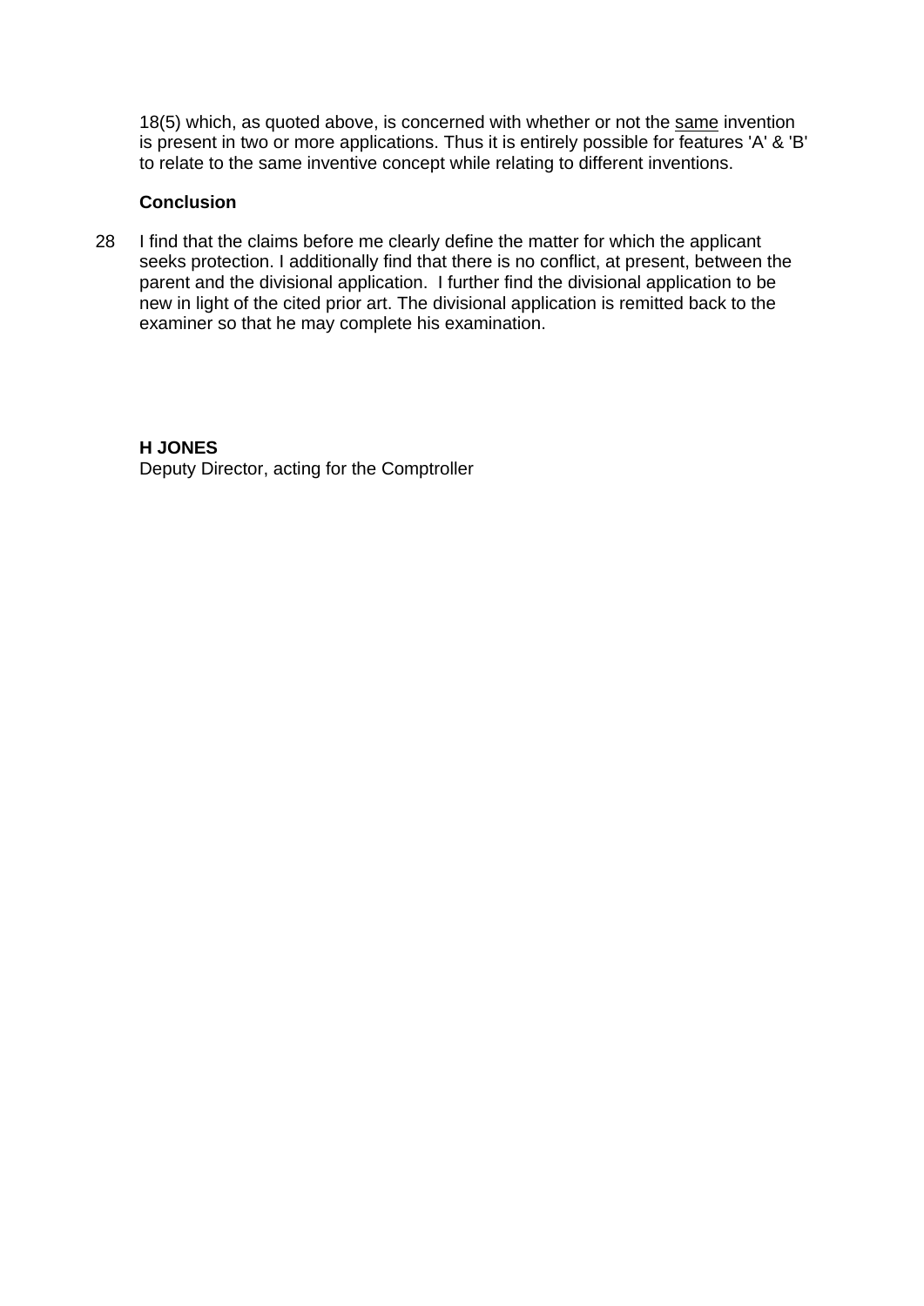18(5) which, as quoted above, is concerned with whether or not the same invention is present in two or more applications. Thus it is entirely possible for features 'A' & 'B' to relate to the same inventive concept while relating to different inventions.

### Conclusion

28 I find that the claims before me clearly define the matter for which the applicant seeks protection. I additionally find that there is no conflict, at present, between the parent and the divisional application. I further find the divisional application to be new in light of the cited prior art. The divisional application is remitted back to the examiner so that he may complete his examination.

**H JONES**
Deputy Director, acting for the Comptroller